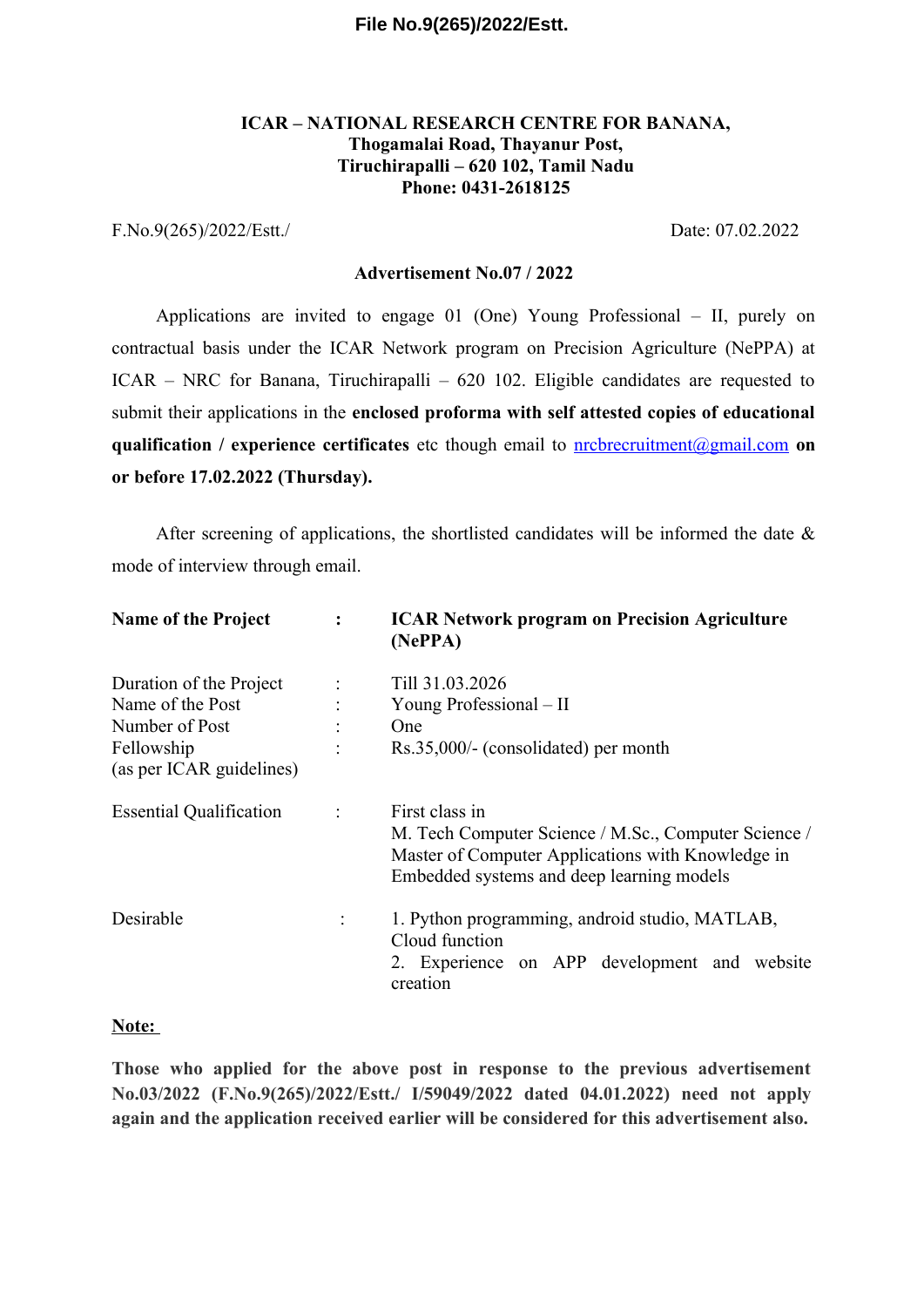**File No.9(265)/2022/Estt.**

**ICAR – NATIONAL RESEARCH CENTRE FOR BANANA,**
**Thogamalai Road, Thayanur Post,**
**Tiruchirapalli – 620 102, Tamil Nadu**
**Phone: 0431-2618125**

F.No.9(265)/2022/Estt./ Date: 07.02.2022

**Advertisement No.07 / 2022**

Applications are invited to engage 01 (One) Young Professional – II, purely on contractual basis under the ICAR Network program on Precision Agriculture (NePPA) at ICAR – NRC for Banana, Tiruchirapalli – 620 102. Eligible candidates are requested to submit their applications in the **enclosed proforma with self attested copies of educational qualification / experience certificates** etc though email to nrcbrecruitment@gmail.com **on or before 17.02.2022 (Thursday).**

After screening of applications, the shortlisted candidates will be informed the date & mode of interview through email.

| | | |
|---|---|---|
| **Name of the Project** | **:** | **ICAR Network program on Precision Agriculture (NePPA)** |
| Duration of the Project | : | Till 31.03.2026 |
| Name of the Post | : | Young Professional – II |
| Number of Post | : | One |
| Fellowship (as per ICAR guidelines) | : | Rs.35,000/- (consolidated) per month |
| Essential Qualification | : | First class in M. Tech Computer Science / M.Sc., Computer Science / Master of Computer Applications with Knowledge in Embedded systems and deep learning models |
| Desirable | : | 1. Python programming, android studio, MATLAB, Cloud function<br>2. Experience on APP development and website creation |

**Note:**

**Those who applied for the above post in response to the previous advertisement No.03/2022 (F.No.9(265)/2022/Estt./ I/59049/2022 dated 04.01.2022) need not apply again and the application received earlier will be considered for this advertisement also.**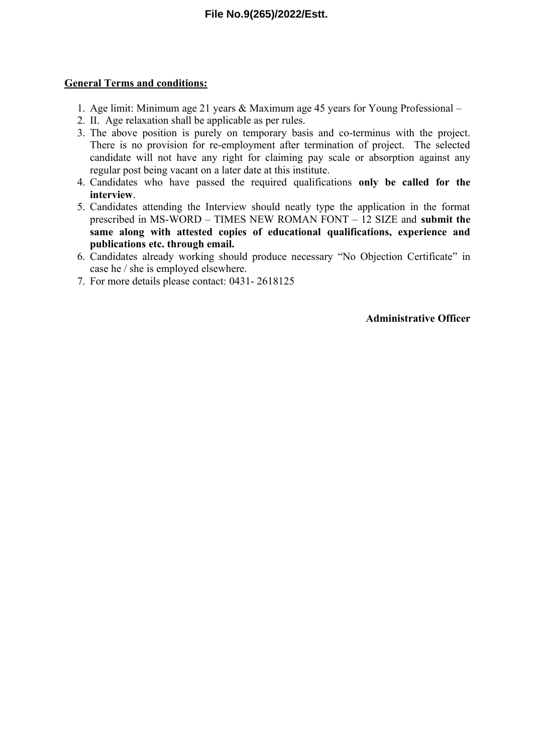**File No.9(265)/2022/Estt.**

**General Terms and conditions:**

1. Age limit: Minimum age 21 years & Maximum age 45 years for Young Professional –
2. II. Age relaxation shall be applicable as per rules.
3. The above position is purely on temporary basis and co-terminus with the project. There is no provision for re-employment after termination of project. The selected candidate will not have any right for claiming pay scale or absorption against any regular post being vacant on a later date at this institute.
4. Candidates who have passed the required qualifications **only be called for the interview**.
5. Candidates attending the Interview should neatly type the application in the format prescribed in MS-WORD – TIMES NEW ROMAN FONT – 12 SIZE and **submit the same along with attested copies of educational qualifications, experience and publications etc. through email.**
6. Candidates already working should produce necessary "No Objection Certificate" in case he / she is employed elsewhere.
7. For more details please contact: 0431- 2618125

**Administrative Officer**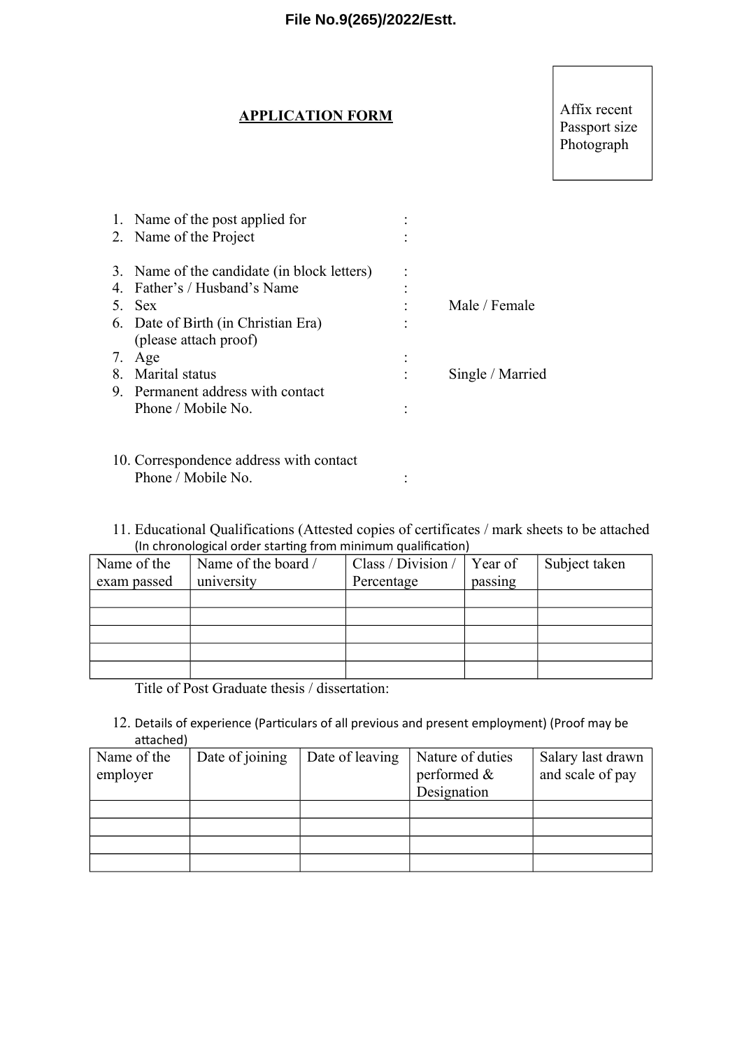**File No.9(265)/2022/Estt.**

## APPLICATION FORM

Affix recent Passport size Photograph

1. Name of the post applied for :
2. Name of the Project :
3. Name of the candidate (in block letters) :
4. Father's / Husband's Name :
5. Sex : Male / Female
6. Date of Birth (in Christian Era) (please attach proof) :
7. Age :
8. Marital status : Single / Married
9. Permanent address with contact Phone / Mobile No. :
10. Correspondence address with contact Phone / Mobile No. :
11. Educational Qualifications (Attested copies of certificates / mark sheets to be attached (In chronological order starting from minimum qualification)

| Name of the exam passed | Name of the board / university | Class / Division / Percentage | Year of passing | Subject taken |
|---|---|---|---|---|
| | | | | |
| | | | | |
| | | | | |
| | | | | |
| | | | | |

Title of Post Graduate thesis / dissertation:

12. Details of experience (Particulars of all previous and present employment) (Proof may be attached)

| Name of the employer | Date of joining | Date of leaving | Nature of duties performed & Designation | Salary last drawn and scale of pay |
|---|---|---|---|---|
| | | | | |
| | | | | |
| | | | | |
| | | | | |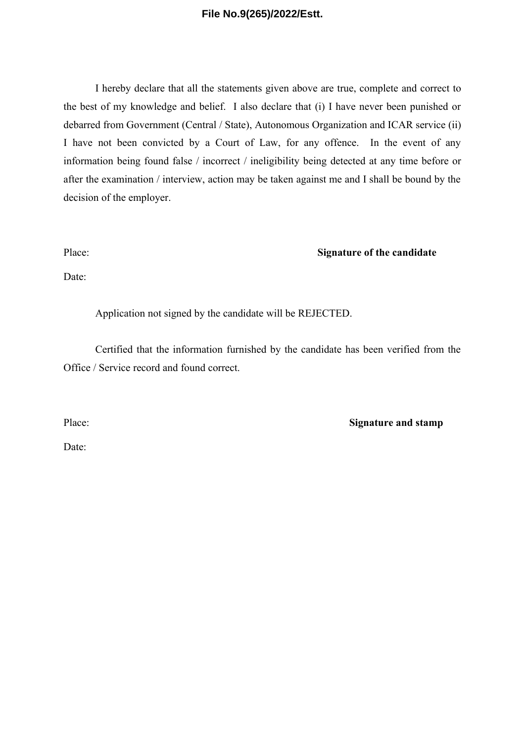I hereby declare that all the statements given above are true, complete and correct to the best of my knowledge and belief. I also declare that (i) I have never been punished or debarred from Government (Central / State), Autonomous Organization and ICAR service (ii) I have not been convicted by a Court of Law, for any offence. In the event of any information being found false / incorrect / ineligibility being detected at any time before or after the examination / interview, action may be taken against me and I shall be bound by the decision of the employer.

Place: **Signature of the candidate**

Date:

Application not signed by the candidate will be REJECTED.

Certified that the information furnished by the candidate has been verified from the Office / Service record and found correct.

Place: **Signature and stamp**

Date: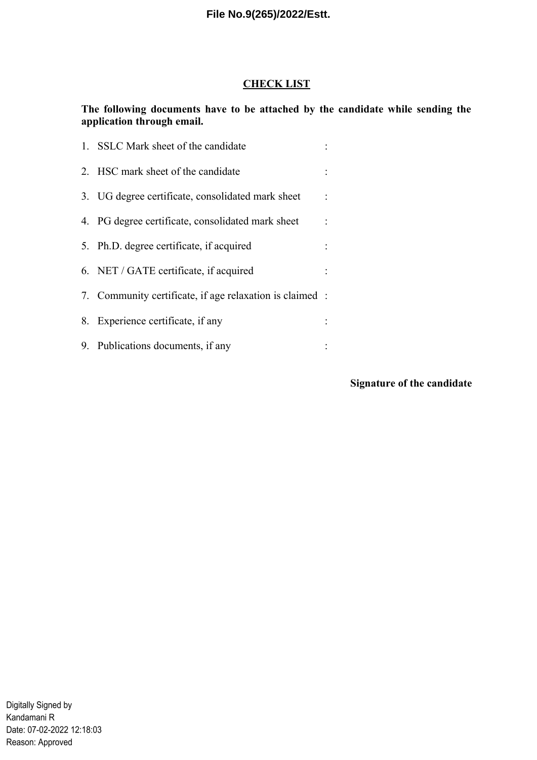File No.9(265)/2022/Estt.

## CHECK LIST

**The following documents have to be attached by the candidate while sending the application through email.**

1. SSLC Mark sheet of the candidate :
2. HSC mark sheet of the candidate :
3. UG degree certificate, consolidated mark sheet :
4. PG degree certificate, consolidated mark sheet :
5. Ph.D. degree certificate, if acquired :
6. NET / GATE certificate, if acquired :
7. Community certificate, if age relaxation is claimed :
8. Experience certificate, if any :
9. Publications documents, if any :

**Signature of the candidate**

Digitally Signed by
Kandamani R
Date: 07-02-2022 12:18:03
Reason: Approved